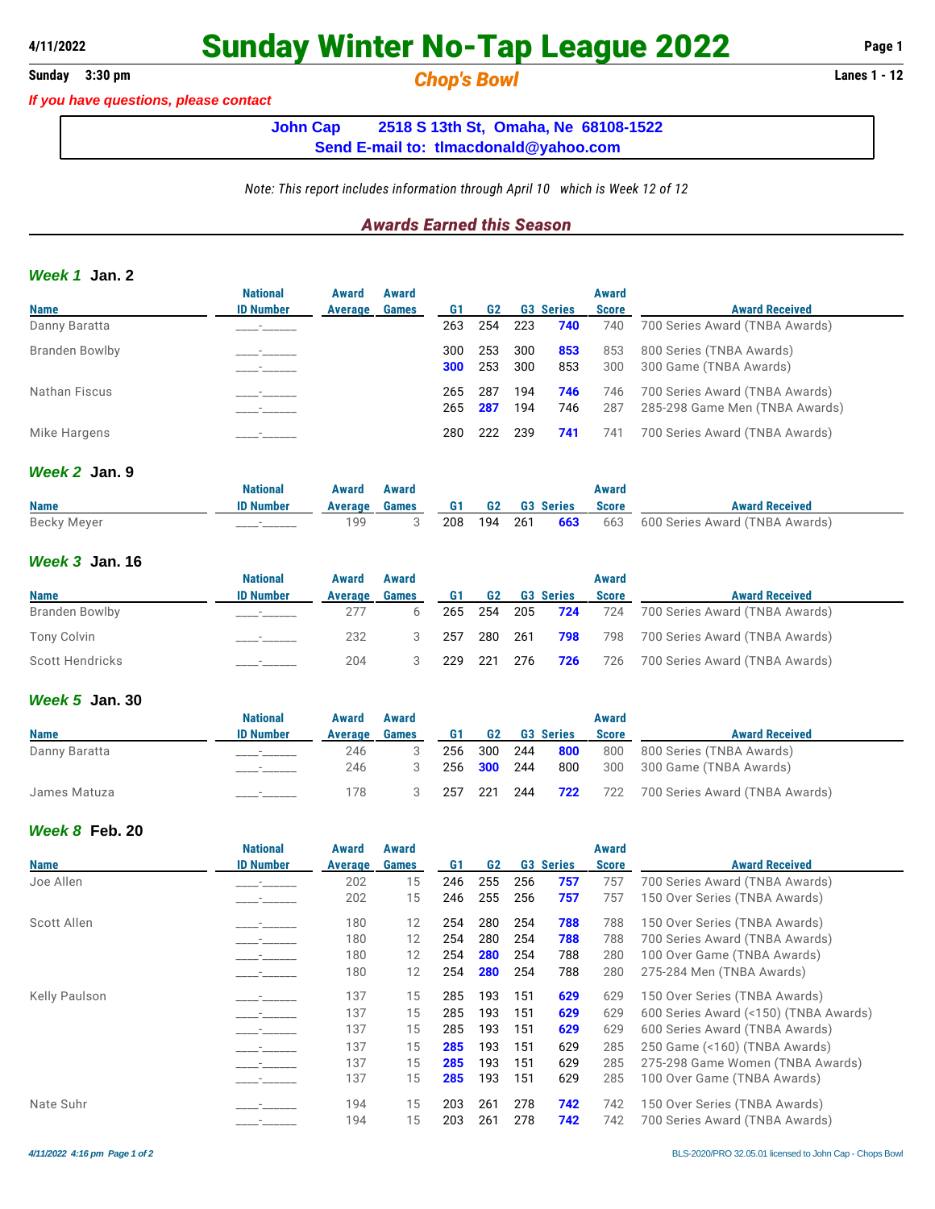4/11/2022

# Sunday Winter No-Tap League 2022

**Sunday 3:30 pm** — ***Chop's Bowl*** — **Lanes 1 - 12**

*If you have questions, please contact*

**John Cap 2518 S 13th St, Omaha, Ne 68108-1522**
**Send E-mail to: tlmacdonald@yahoo.com**

*Note: This report includes information through April 10 which is Week 12 of 12*

## *Awards Earned this Season*

### *Week 1* Jan. 2

| Name | National ID Number | Award Average | Award Games | G1 | G2 | G3 | Series | Award Score | Award Received |
|---|---|---|---|---|---|---|---|---|---|
| Danny Baratta | ____-______ | | | 263 | 254 | 223 | **740** | 740 | 700 Series Award (TNBA Awards) |
| Branden Bowlby | ____-______ | | | 300 | 253 | 300 | **853** | 853 | 800 Series (TNBA Awards) |
| | ____-______ | | | **300** | 253 | 300 | 853 | 300 | 300 Game (TNBA Awards) |
| Nathan Fiscus | ____-______ | | | 265 | 287 | 194 | **746** | 746 | 700 Series Award (TNBA Awards) |
| | ____-______ | | | 265 | **287** | 194 | 746 | 287 | 285-298 Game Men (TNBA Awards) |
| Mike Hargens | ____-______ | | | 280 | 222 | 239 | **741** | 741 | 700 Series Award (TNBA Awards) |

### *Week 2* Jan. 9

| Name | National ID Number | Award Average | Award Games | G1 | G2 | G3 | Series | Award Score | Award Received |
|---|---|---|---|---|---|---|---|---|---|
| Becky Meyer | ____-______ | 199 | 3 | 208 | 194 | 261 | **663** | 663 | 600 Series Award (TNBA Awards) |

### *Week 3* Jan. 16

| Name | National ID Number | Award Average | Award Games | G1 | G2 | G3 | Series | Award Score | Award Received |
|---|---|---|---|---|---|---|---|---|---|
| Branden Bowlby | ____-______ | 277 | 6 | 265 | 254 | 205 | **724** | 724 | 700 Series Award (TNBA Awards) |
| Tony Colvin | ____-______ | 232 | 3 | 257 | 280 | 261 | **798** | 798 | 700 Series Award (TNBA Awards) |
| Scott Hendricks | ____-______ | 204 | 3 | 229 | 221 | 276 | **726** | 726 | 700 Series Award (TNBA Awards) |

### *Week 5* Jan. 30

| Name | National ID Number | Award Average | Award Games | G1 | G2 | G3 | Series | Award Score | Award Received |
|---|---|---|---|---|---|---|---|---|---|
| Danny Baratta | ____-______ | 246 | 3 | 256 | 300 | 244 | **800** | 800 | 800 Series (TNBA Awards) |
| | ____-______ | 246 | 3 | 256 | **300** | 244 | 800 | 300 | 300 Game (TNBA Awards) |
| James Matuza | ____-______ | 178 | 3 | 257 | 221 | 244 | **722** | 722 | 700 Series Award (TNBA Awards) |

### *Week 8* Feb. 20

| Name | National ID Number | Award Average | Award Games | G1 | G2 | G3 | Series | Award Score | Award Received |
|---|---|---|---|---|---|---|---|---|---|
| Joe Allen | ____-______ | 202 | 15 | 246 | 255 | 256 | **757** | 757 | 700 Series Award (TNBA Awards) |
| | ____-______ | 202 | 15 | 246 | 255 | 256 | **757** | 757 | 150 Over Series (TNBA Awards) |
| Scott Allen | ____-______ | 180 | 12 | 254 | 280 | 254 | **788** | 788 | 150 Over Series (TNBA Awards) |
| | ____-______ | 180 | 12 | 254 | 280 | 254 | **788** | 788 | 700 Series Award (TNBA Awards) |
| | ____-______ | 180 | 12 | 254 | **280** | 254 | 788 | 280 | 100 Over Game (TNBA Awards) |
| | ____-______ | 180 | 12 | 254 | **280** | 254 | 788 | 280 | 275-284 Men (TNBA Awards) |
| Kelly Paulson | ____-______ | 137 | 15 | 285 | 193 | 151 | **629** | 629 | 150 Over Series (TNBA Awards) |
| | ____-______ | 137 | 15 | 285 | 193 | 151 | **629** | 629 | 600 Series Award (<150) (TNBA Awards) |
| | ____-______ | 137 | 15 | 285 | 193 | 151 | **629** | 629 | 600 Series Award (TNBA Awards) |
| | ____-______ | 137 | 15 | **285** | 193 | 151 | 629 | 285 | 250 Game (<160) (TNBA Awards) |
| | ____-______ | 137 | 15 | **285** | 193 | 151 | 629 | 285 | 275-298 Game Women (TNBA Awards) |
| | ____-______ | 137 | 15 | **285** | 193 | 151 | 629 | 285 | 100 Over Game (TNBA Awards) |
| Nate Suhr | ____-______ | 194 | 15 | 203 | 261 | 278 | **742** | 742 | 150 Over Series (TNBA Awards) |
| | ____-______ | 194 | 15 | 203 | 261 | 278 | **742** | 742 | 700 Series Award (TNBA Awards) |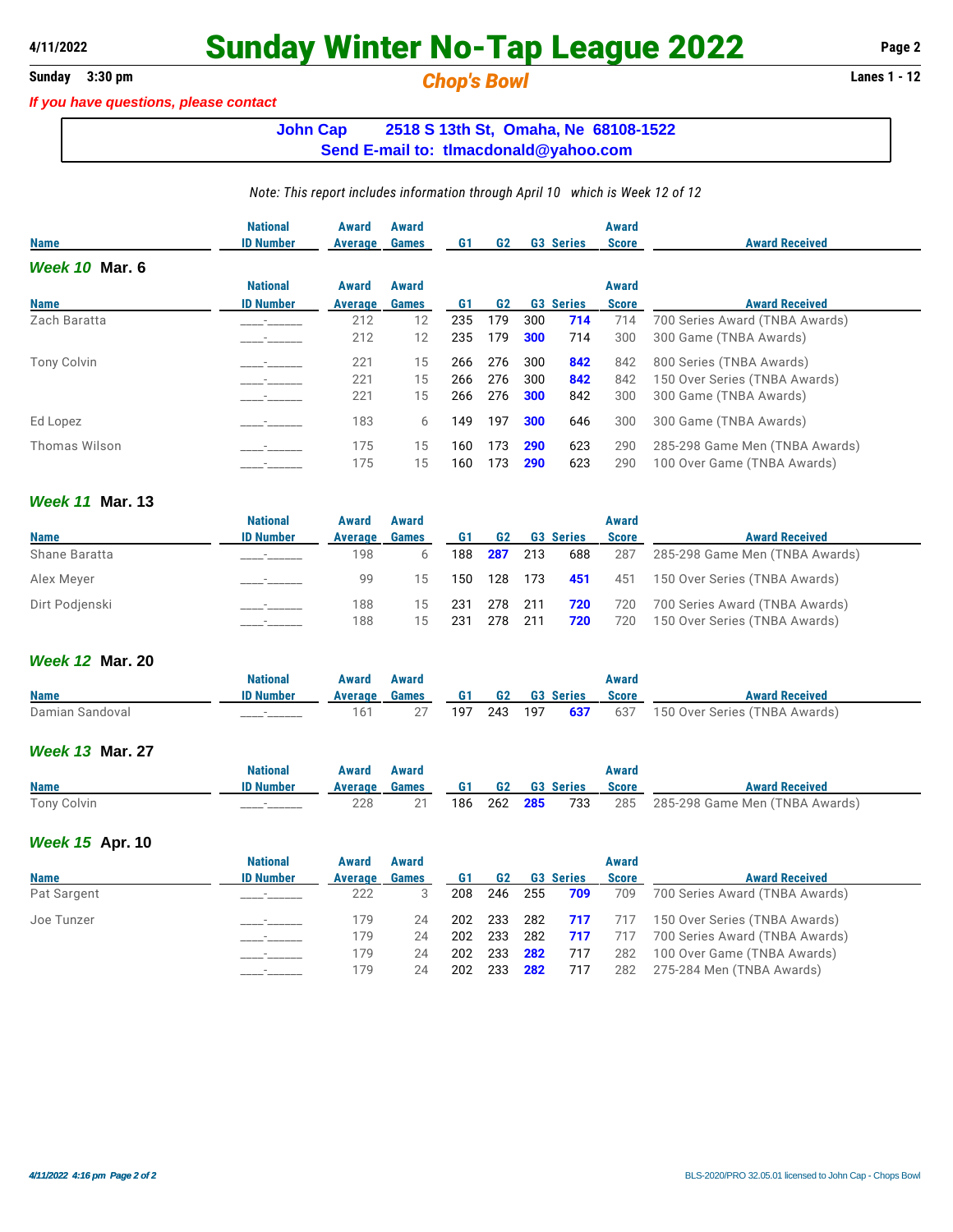# Sunday Winter No-Tap League 2022

4/11/2022

Sunday 3:30 pm

## Chop's Bowl

Lanes 1 - 12

*If you have questions, please contact*

**John Cap 2518 S 13th St, Omaha, Ne 68108-1522**
**Send E-mail to: tlmacdonald@yahoo.com**

*Note: This report includes information through April 10 which is Week 12 of 12*

### Week 10 Mar. 6

| Name | National ID Number | Award Average | Award Games | G1 | G2 | G3 | Series | Award Score | Award Received |
|---|---|---|---|---|---|---|---|---|---|
| Zach Baratta | ____-______ | 212 | 12 | 235 | 179 | 300 | **714** | 714 | 700 Series Award (TNBA Awards) |
| | ____-______ | 212 | 12 | 235 | 179 | **300** | 714 | 300 | 300 Game (TNBA Awards) |
| Tony Colvin | ____-______ | 221 | 15 | 266 | 276 | 300 | **842** | 842 | 800 Series (TNBA Awards) |
| | ____-______ | 221 | 15 | 266 | 276 | 300 | **842** | 842 | 150 Over Series (TNBA Awards) |
| | ____-______ | 221 | 15 | 266 | 276 | **300** | 842 | 300 | 300 Game (TNBA Awards) |
| Ed Lopez | ____-______ | 183 | 6 | 149 | 197 | **300** | 646 | 300 | 300 Game (TNBA Awards) |
| Thomas Wilson | ____-______ | 175 | 15 | 160 | 173 | **290** | 623 | 290 | 285-298 Game Men (TNBA Awards) |
| | ____-______ | 175 | 15 | 160 | 173 | **290** | 623 | 290 | 100 Over Game (TNBA Awards) |

### Week 11 Mar. 13

| Name | National ID Number | Award Average | Award Games | G1 | G2 | G3 | Series | Award Score | Award Received |
|---|---|---|---|---|---|---|---|---|---|
| Shane Baratta | ____-______ | 198 | 6 | 188 | **287** | 213 | 688 | 287 | 285-298 Game Men (TNBA Awards) |
| Alex Meyer | ____-______ | 99 | 15 | 150 | 128 | 173 | **451** | 451 | 150 Over Series (TNBA Awards) |
| Dirt Podjenski | ____-______ | 188 | 15 | 231 | 278 | 211 | **720** | 720 | 700 Series Award (TNBA Awards) |
| | ____-______ | 188 | 15 | 231 | 278 | 211 | **720** | 720 | 150 Over Series (TNBA Awards) |

### Week 12 Mar. 20

| Name | National ID Number | Award Average | Award Games | G1 | G2 | G3 | Series | Award Score | Award Received |
|---|---|---|---|---|---|---|---|---|---|
| Damian Sandoval | ____-______ | 161 | 27 | 197 | 243 | 197 | **637** | 637 | 150 Over Series (TNBA Awards) |

### Week 13 Mar. 27

| Name | National ID Number | Award Average | Award Games | G1 | G2 | G3 | Series | Award Score | Award Received |
|---|---|---|---|---|---|---|---|---|---|
| Tony Colvin | ____-______ | 228 | 21 | 186 | 262 | **285** | 733 | 285 | 285-298 Game Men (TNBA Awards) |

### Week 15 Apr. 10

| Name | National ID Number | Award Average | Award Games | G1 | G2 | G3 | Series | Award Score | Award Received |
|---|---|---|---|---|---|---|---|---|---|
| Pat Sargent | ____-______ | 222 | 3 | 208 | 246 | 255 | **709** | 709 | 700 Series Award (TNBA Awards) |
| Joe Tunzer | ____-______ | 179 | 24 | 202 | 233 | 282 | **717** | 717 | 150 Over Series (TNBA Awards) |
| | ____-______ | 179 | 24 | 202 | 233 | 282 | **717** | 717 | 700 Series Award (TNBA Awards) |
| | ____-______ | 179 | 24 | 202 | 233 | **282** | 717 | 282 | 100 Over Game (TNBA Awards) |
| | ____-______ | 179 | 24 | 202 | 233 | **282** | 717 | 282 | 275-284 Men (TNBA Awards) |

*4/11/2022 4:16 pm*

BLS-2020/PRO 32.05.01 licensed to John Cap - Chops Bowl